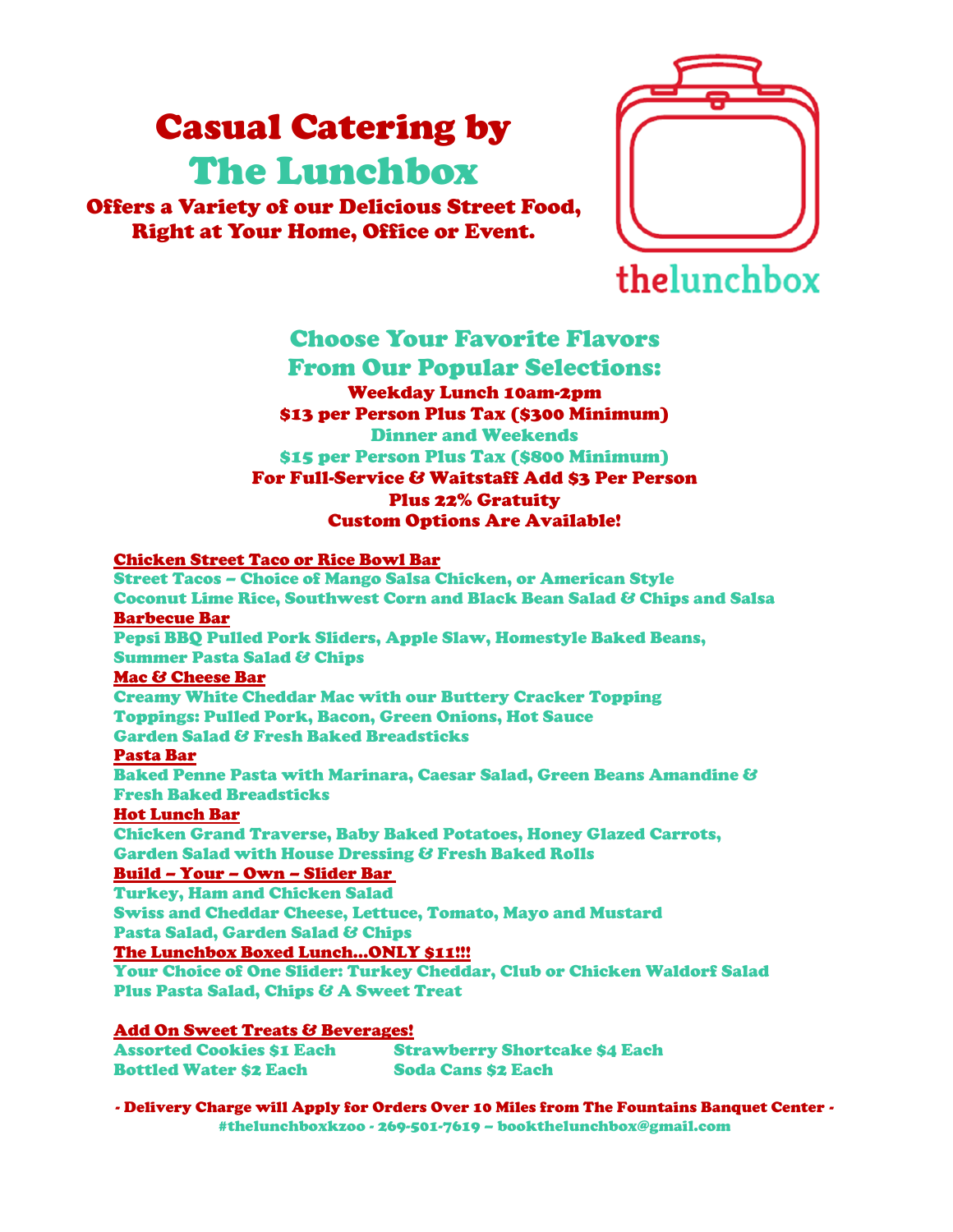# Casual Catering by The Lunchbox

**Offers a Variety of our Delicious Street Food, Right at Your Home, Office or Event.**

thelunchbox

## Choose Your Favorite Flavors From Our Popular Selections:

**Weekday Lunch 10am-2pm**
**$13 per Person Plus Tax ($300 Minimum)**
**Dinner and Weekends**
**$15 per Person Plus Tax ($800 Minimum)**
**For Full-Service & Waitstaff Add $3 Per Person**
**Plus 22% Gratuity**
**Custom Options Are Available!**

**Chicken Street Taco or Rice Bowl Bar**
Street Tacos – Choice of Mango Salsa Chicken, or American Style
Coconut Lime Rice, Southwest Corn and Black Bean Salad & Chips and Salsa

**Barbecue Bar**
Pepsi BBQ Pulled Pork Sliders, Apple Slaw, Homestyle Baked Beans, Summer Pasta Salad & Chips

**Mac & Cheese Bar**
Creamy White Cheddar Mac with our Buttery Cracker Topping
Toppings: Pulled Pork, Bacon, Green Onions, Hot Sauce
Garden Salad & Fresh Baked Breadsticks

**Pasta Bar**
Baked Penne Pasta with Marinara, Caesar Salad, Green Beans Amandine & Fresh Baked Breadsticks

**Hot Lunch Bar**
Chicken Grand Traverse, Baby Baked Potatoes, Honey Glazed Carrots, Garden Salad with House Dressing & Fresh Baked Rolls

**Build – Your – Own – Slider Bar**
Turkey, Ham and Chicken Salad
Swiss and Cheddar Cheese, Lettuce, Tomato, Mayo and Mustard
Pasta Salad, Garden Salad & Chips

**The Lunchbox Boxed Lunch…ONLY $11!!!**
Your Choice of One Slider: Turkey Cheddar, Club or Chicken Waldorf Salad
Plus Pasta Salad, Chips & A Sweet Treat

**Add On Sweet Treats & Beverages!**

| | |
|---|---|
| Assorted Cookies $1 Each | Strawberry Shortcake $4 Each |
| Bottled Water $2 Each | Soda Cans $2 Each |

*- Delivery Charge will Apply for Orders Over 10 Miles from The Fountains Banquet Center -*

#thelunchboxkzoo - 269-501-7619 – bookthelunchbox@gmail.com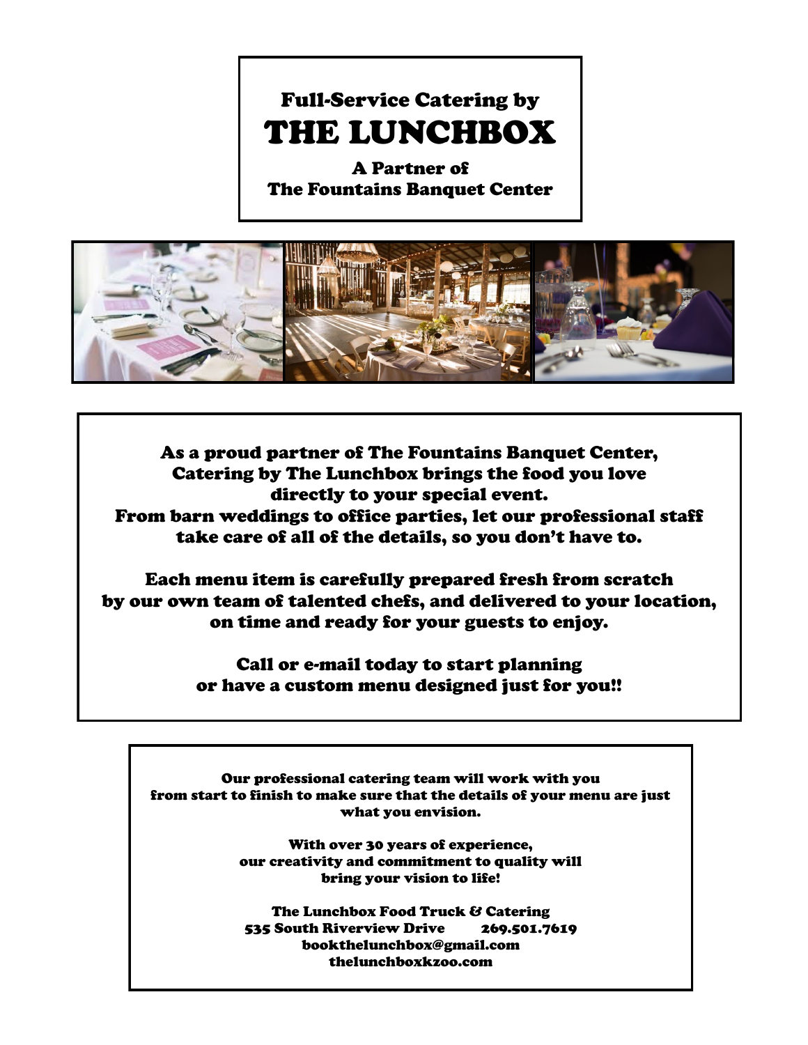# Full-Service Catering by THE LUNCHBOX

**A Partner of The Fountains Banquet Center**

As a proud partner of The Fountains Banquet Center, Catering by The Lunchbox brings the food you love directly to your special event. From barn weddings to office parties, let our professional staff take care of all of the details, so you don't have to.

Each menu item is carefully prepared fresh from scratch by our own team of talented chefs, and delivered to your location, on time and ready for your guests to enjoy.

Call or e-mail today to start planning or have a custom menu designed just for you!!

Our professional catering team will work with you from start to finish to make sure that the details of your menu are just what you envision.

With over 30 years of experience, our creativity and commitment to quality will bring your vision to life!

The Lunchbox Food Truck & Catering
535 South Riverview Drive 269.501.7619
bookthelunchbox@gmail.com
thelunchboxkzoo.com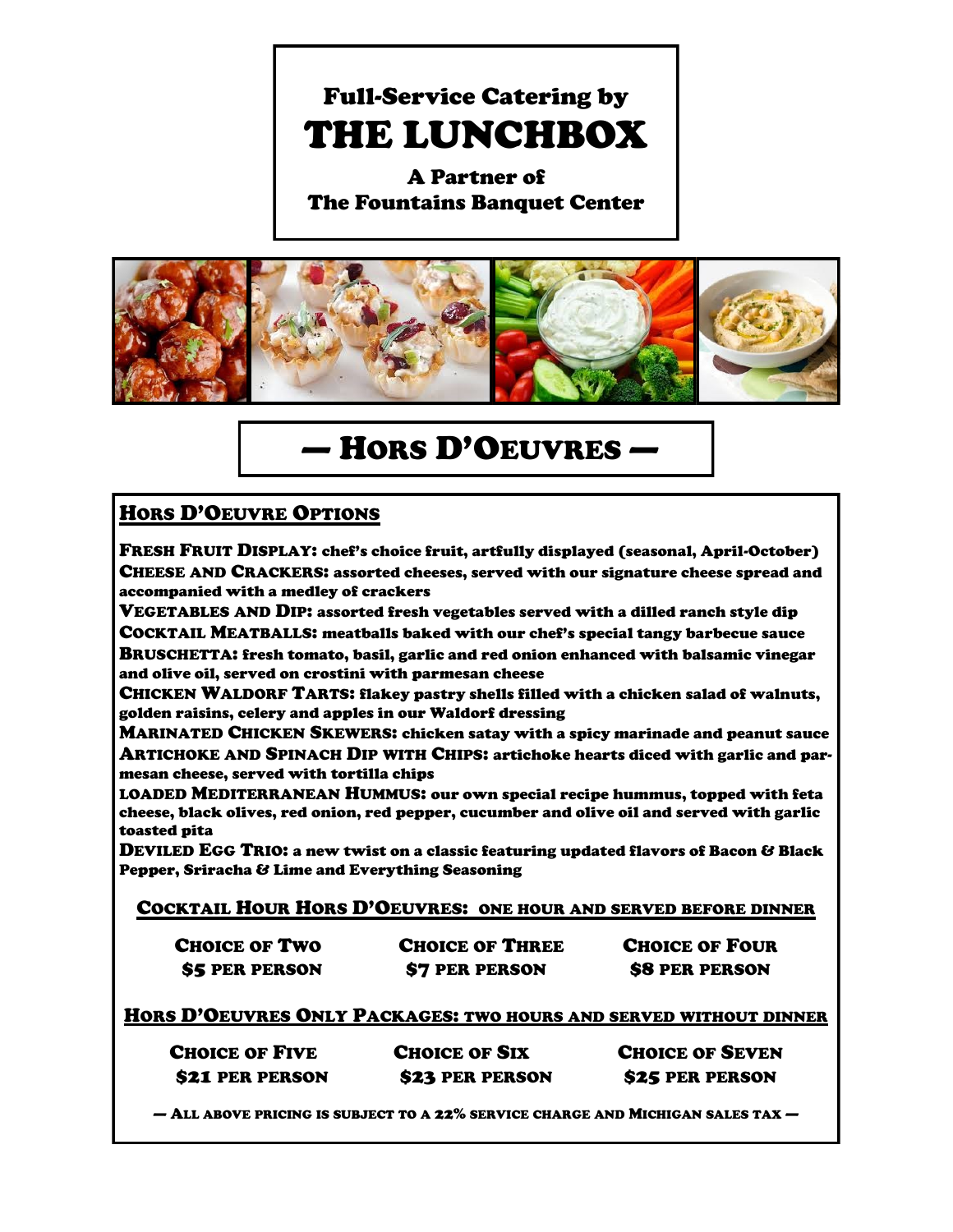# Full-Service Catering by THE LUNCHBOX

**A Partner of The Fountains Banquet Center**

## — Hors D'Oeuvres —

### Hors D'Oeuvre Options

**Fresh Fruit Display:** chef's choice fruit, artfully displayed (seasonal, April-October)

**Cheese and Crackers:** assorted cheeses, served with our signature cheese spread and accompanied with a medley of crackers

**Vegetables and Dip:** assorted fresh vegetables served with a dilled ranch style dip

**Cocktail Meatballs:** meatballs baked with our chef's special tangy barbecue sauce

**Bruschetta:** fresh tomato, basil, garlic and red onion enhanced with balsamic vinegar and olive oil, served on crostini with parmesan cheese

**Chicken Waldorf Tarts:** flakey pastry shells filled with a chicken salad of walnuts, golden raisins, celery and apples in our Waldorf dressing

**Marinated Chicken Skewers:** chicken satay with a spicy marinade and peanut sauce

**Artichoke and Spinach Dip with Chips:** artichoke hearts diced with garlic and parmesan cheese, served with tortilla chips

**Loaded Mediterranean Hummus:** our own special recipe hummus, topped with feta cheese, black olives, red onion, red pepper, cucumber and olive oil and served with garlic toasted pita

**Deviled Egg Trio:** a new twist on a classic featuring updated flavors of Bacon & Black Pepper, Sriracha & Lime and Everything Seasoning

### Cocktail Hour Hors D'Oeuvres: one hour and served before dinner

| Choice of Two | Choice of Three | Choice of Four |
| --- | --- | --- |
| $5 per person | $7 per person | $8 per person |

### Hors D'Oeuvres Only Packages: two hours and served without dinner

| Choice of Five | Choice of Six | Choice of Seven |
| --- | --- | --- |
| $21 per person | $23 per person | $25 per person |

— All above pricing is subject to a 22% service charge and Michigan sales tax —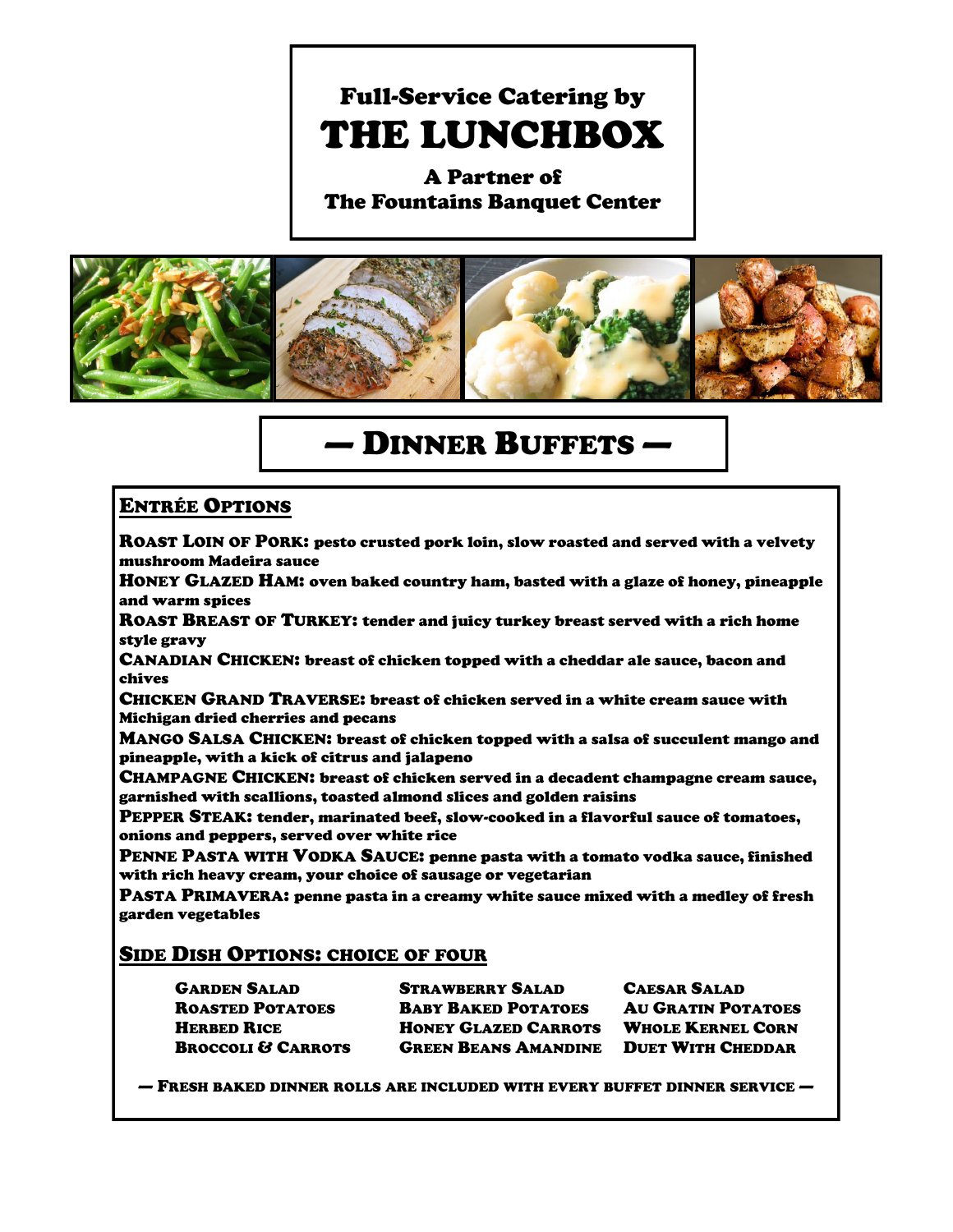Full-Service Catering by

# THE LUNCHBOX

**A Partner of**
**The Fountains Banquet Center**

## — Dinner Buffets —

### Entrée Options

**Roast Loin of Pork:** pesto crusted pork loin, slow roasted and served with a velvety mushroom Madeira sauce

**Honey Glazed Ham:** oven baked country ham, basted with a glaze of honey, pineapple and warm spices

**Roast Breast of Turkey:** tender and juicy turkey breast served with a rich home style gravy

**Canadian Chicken:** breast of chicken topped with a cheddar ale sauce, bacon and chives

**Chicken Grand Traverse:** breast of chicken served in a white cream sauce with Michigan dried cherries and pecans

**Mango Salsa Chicken:** breast of chicken topped with a salsa of succulent mango and pineapple, with a kick of citrus and jalapeno

**Champagne Chicken:** breast of chicken served in a decadent champagne cream sauce, garnished with scallions, toasted almond slices and golden raisins

**Pepper Steak:** tender, marinated beef, slow-cooked in a flavorful sauce of tomatoes, onions and peppers, served over white rice

**Penne Pasta with Vodka Sauce:** penne pasta with a tomato vodka sauce, finished with rich heavy cream, your choice of sausage or vegetarian

**Pasta Primavera:** penne pasta in a creamy white sauce mixed with a medley of fresh garden vegetables

### Side Dish Options: choice of four

- Garden Salad
- Roasted Potatoes
- Herbed Rice
- Broccoli & Carrots
- Strawberry Salad
- Baby Baked Potatoes
- Honey Glazed Carrots
- Green Beans Amandine
- Caesar Salad
- Au Gratin Potatoes
- Whole Kernel Corn
- Duet With Cheddar

— Fresh baked dinner rolls are included with every buffet dinner service —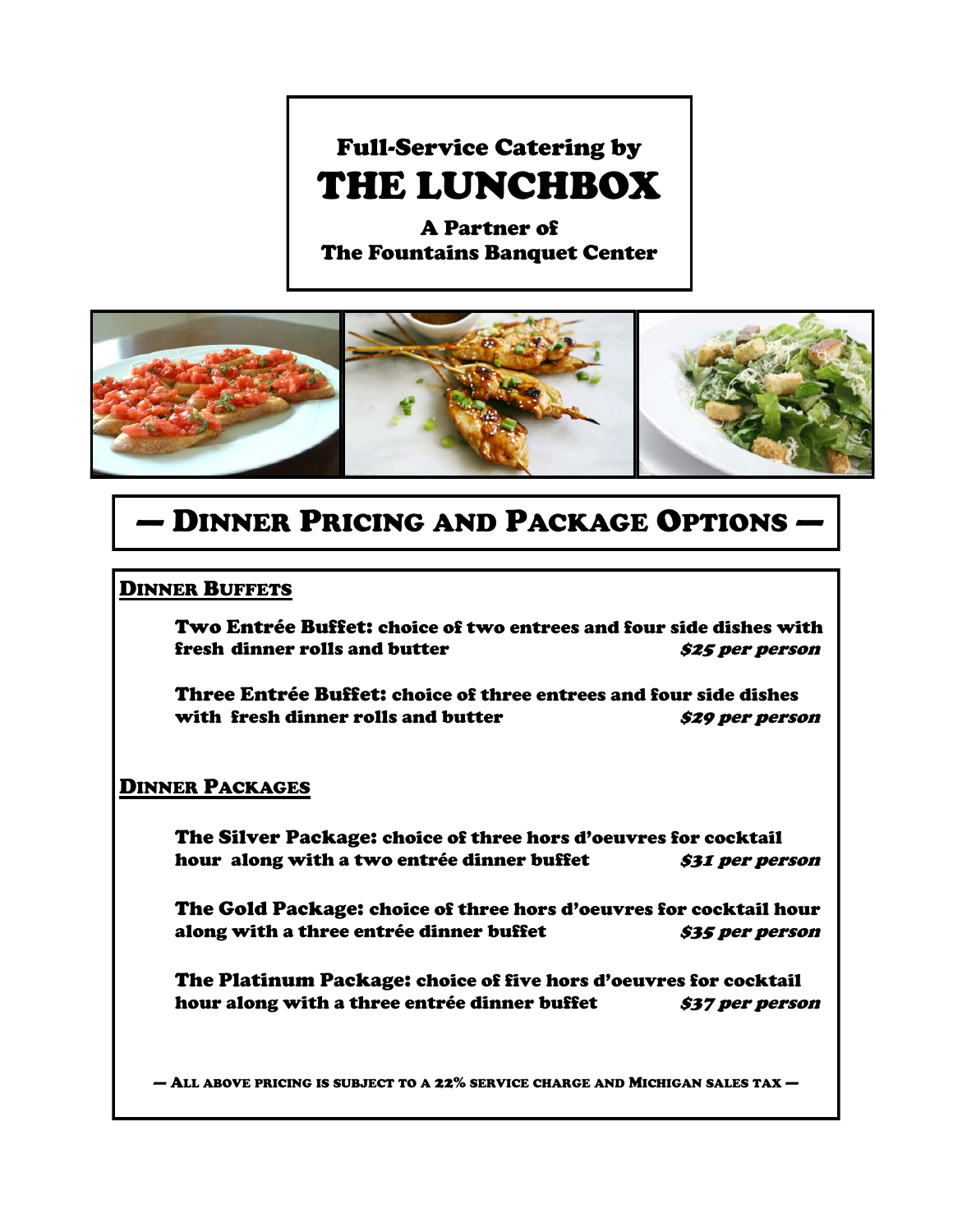Full-Service Catering by

# THE LUNCHBOX

**A Partner of**
**The Fountains Banquet Center**

## — Dinner Pricing and Package Options —

### Dinner Buffets

**Two Entrée Buffet:** choice of two entrees and four side dishes with fresh dinner rolls and butter *$25 per person*

**Three Entrée Buffet:** choice of three entrees and four side dishes with fresh dinner rolls and butter *$29 per person*

### Dinner Packages

**The Silver Package:** choice of three hors d'oeuvres for cocktail hour along with a two entrée dinner buffet *$31 per person*

**The Gold Package:** choice of three hors d'oeuvres for cocktail hour along with a three entrée dinner buffet *$35 per person*

**The Platinum Package:** choice of five hors d'oeuvres for cocktail hour along with a three entrée dinner buffet *$37 per person*

— All above pricing is subject to a 22% service charge and Michigan sales tax —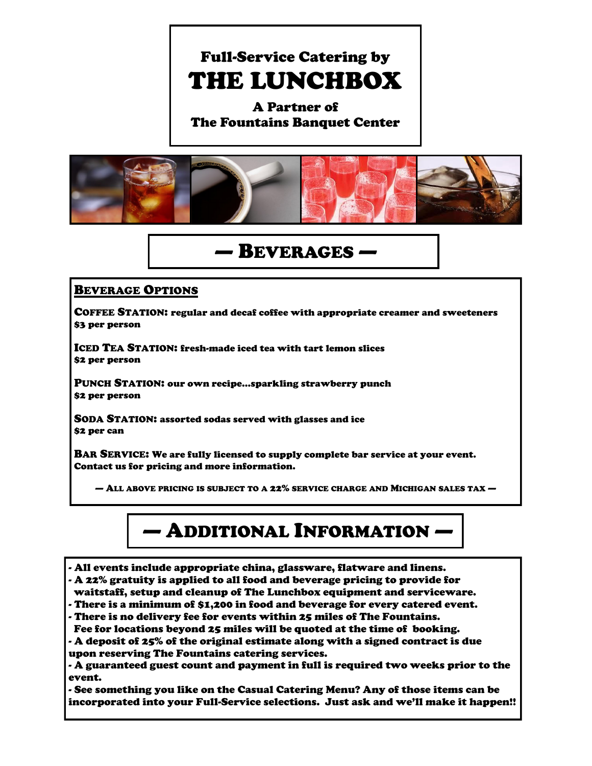Full-Service Catering by

# THE LUNCHBOX

**A Partner of**
**The Fountains Banquet Center**

## — BEVERAGES —

### BEVERAGE OPTIONS

**COFFEE STATION:** regular and decaf coffee with appropriate creamer and sweeteners
$3 per person

**ICED TEA STATION:** fresh-made iced tea with tart lemon slices
$2 per person

**PUNCH STATION:** our own recipe...sparkling strawberry punch
$2 per person

**SODA STATION:** assorted sodas served with glasses and ice
$2 per can

**BAR SERVICE:** We are fully licensed to supply complete bar service at your event.
Contact us for pricing and more information.

— ALL ABOVE PRICING IS SUBJECT TO A 22% SERVICE CHARGE AND MICHIGAN SALES TAX —

## — ADDITIONAL INFORMATION —

- All events include appropriate china, glassware, flatware and linens.
- A 22% gratuity is applied to all food and beverage pricing to provide for waitstaff, setup and cleanup of The Lunchbox equipment and serviceware.
- There is a minimum of $1,200 in food and beverage for every catered event.
- There is no delivery fee for events within 25 miles of The Fountains. Fee for locations beyond 25 miles will be quoted at the time of booking.
- A deposit of 25% of the original estimate along with a signed contract is due upon reserving The Fountains catering services.
- A guaranteed guest count and payment in full is required two weeks prior to the event.
- See something you like on the Casual Catering Menu? Any of those items can be incorporated into your Full-Service selections. Just ask and we'll make it happen!!